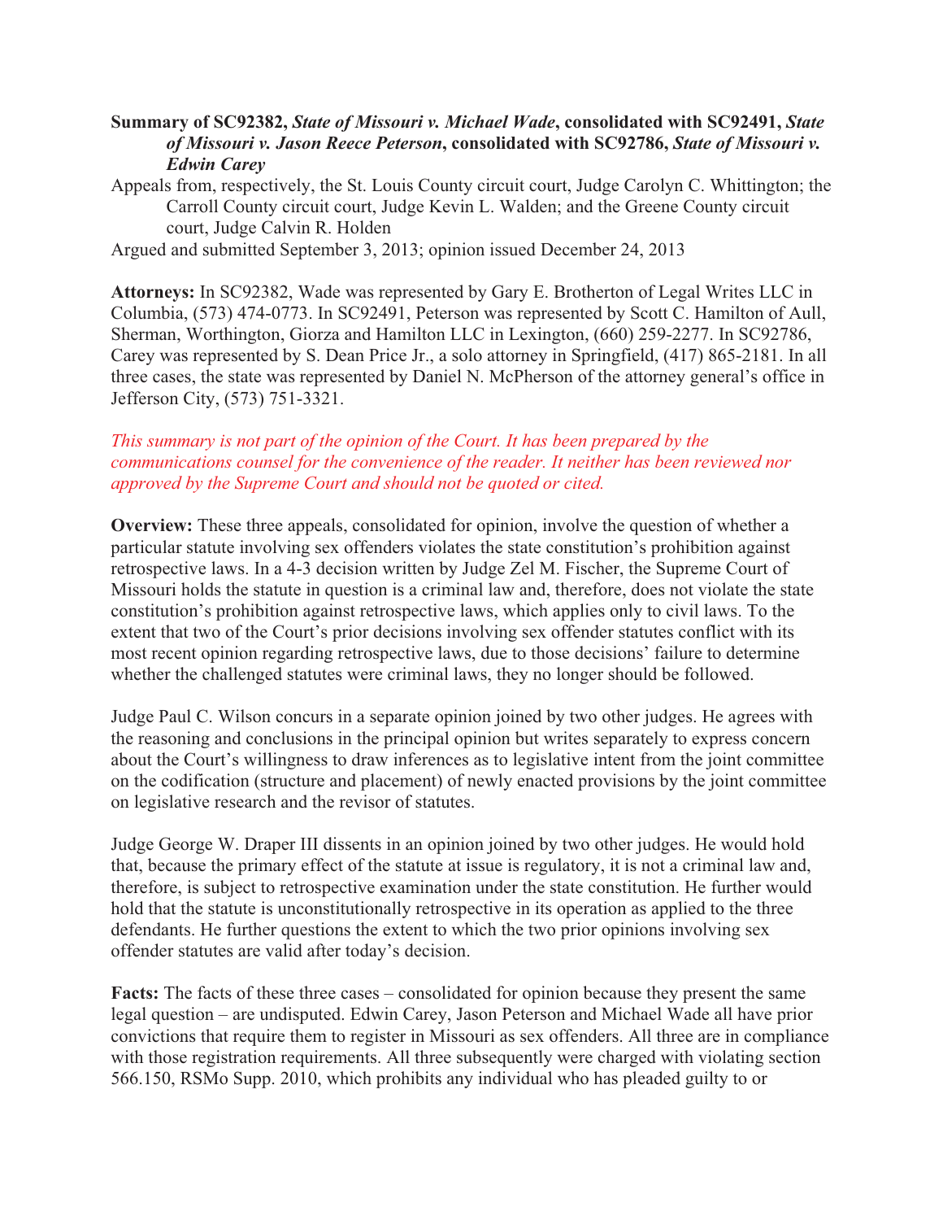**Summary of SC92382, *State of Missouri v. Michael Wade*, consolidated with SC92491, *State of Missouri v. Jason Reece Peterson*, consolidated with SC92786, *State of Missouri v. Edwin Carey***

Appeals from, respectively, the St. Louis County circuit court, Judge Carolyn C. Whittington; the Carroll County circuit court, Judge Kevin L. Walden; and the Greene County circuit court, Judge Calvin R. Holden

Argued and submitted September 3, 2013; opinion issued December 24, 2013

**Attorneys:** In SC92382, Wade was represented by Gary E. Brotherton of Legal Writes LLC in Columbia, (573) 474-0773. In SC92491, Peterson was represented by Scott C. Hamilton of Aull, Sherman, Worthington, Giorza and Hamilton LLC in Lexington, (660) 259-2277. In SC92786, Carey was represented by S. Dean Price Jr., a solo attorney in Springfield, (417) 865-2181. In all three cases, the state was represented by Daniel N. McPherson of the attorney general's office in Jefferson City, (573) 751-3321.

*This summary is not part of the opinion of the Court. It has been prepared by the communications counsel for the convenience of the reader. It neither has been reviewed nor approved by the Supreme Court and should not be quoted or cited.*

**Overview:** These three appeals, consolidated for opinion, involve the question of whether a particular statute involving sex offenders violates the state constitution's prohibition against retrospective laws. In a 4-3 decision written by Judge Zel M. Fischer, the Supreme Court of Missouri holds the statute in question is a criminal law and, therefore, does not violate the state constitution's prohibition against retrospective laws, which applies only to civil laws. To the extent that two of the Court's prior decisions involving sex offender statutes conflict with its most recent opinion regarding retrospective laws, due to those decisions' failure to determine whether the challenged statutes were criminal laws, they no longer should be followed.

Judge Paul C. Wilson concurs in a separate opinion joined by two other judges. He agrees with the reasoning and conclusions in the principal opinion but writes separately to express concern about the Court's willingness to draw inferences as to legislative intent from the joint committee on the codification (structure and placement) of newly enacted provisions by the joint committee on legislative research and the revisor of statutes.

Judge George W. Draper III dissents in an opinion joined by two other judges. He would hold that, because the primary effect of the statute at issue is regulatory, it is not a criminal law and, therefore, is subject to retrospective examination under the state constitution. He further would hold that the statute is unconstitutionally retrospective in its operation as applied to the three defendants. He further questions the extent to which the two prior opinions involving sex offender statutes are valid after today's decision.

**Facts:** The facts of these three cases – consolidated for opinion because they present the same legal question – are undisputed. Edwin Carey, Jason Peterson and Michael Wade all have prior convictions that require them to register in Missouri as sex offenders. All three are in compliance with those registration requirements. All three subsequently were charged with violating section 566.150, RSMo Supp. 2010, which prohibits any individual who has pleaded guilty to or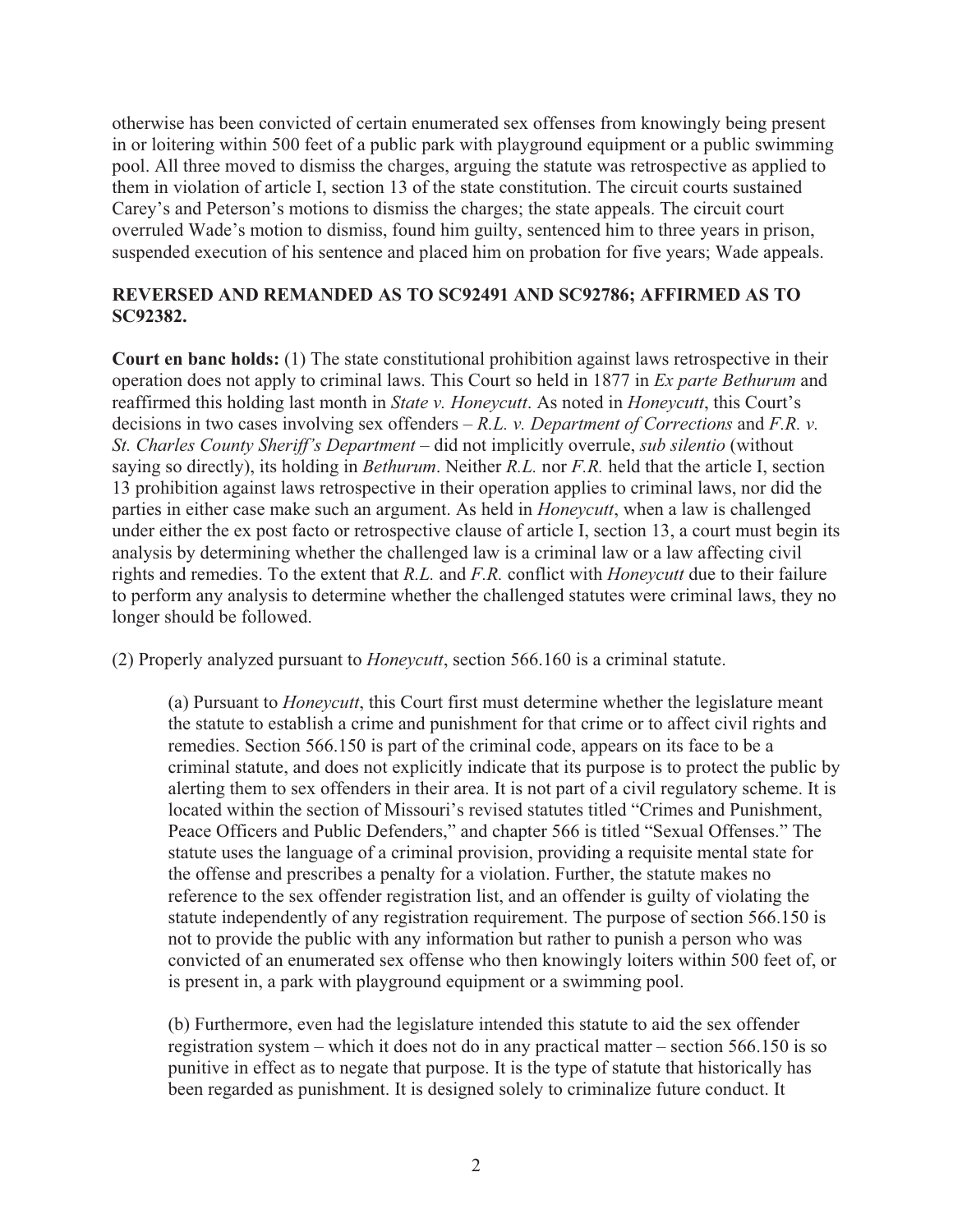otherwise has been convicted of certain enumerated sex offenses from knowingly being present in or loitering within 500 feet of a public park with playground equipment or a public swimming pool. All three moved to dismiss the charges, arguing the statute was retrospective as applied to them in violation of article I, section 13 of the state constitution. The circuit courts sustained Carey's and Peterson's motions to dismiss the charges; the state appeals. The circuit court overruled Wade's motion to dismiss, found him guilty, sentenced him to three years in prison, suspended execution of his sentence and placed him on probation for five years; Wade appeals.

**REVERSED AND REMANDED AS TO SC92491 AND SC92786; AFFIRMED AS TO SC92382.**

**Court en banc holds:** (1) The state constitutional prohibition against laws retrospective in their operation does not apply to criminal laws. This Court so held in 1877 in *Ex parte Bethurum* and reaffirmed this holding last month in *State v. Honeycutt*. As noted in *Honeycutt*, this Court's decisions in two cases involving sex offenders – *R.L. v. Department of Corrections* and *F.R. v. St. Charles County Sheriff's Department* – did not implicitly overrule, *sub silentio* (without saying so directly), its holding in *Bethurum*. Neither *R.L.* nor *F.R.* held that the article I, section 13 prohibition against laws retrospective in their operation applies to criminal laws, nor did the parties in either case make such an argument. As held in *Honeycutt*, when a law is challenged under either the ex post facto or retrospective clause of article I, section 13, a court must begin its analysis by determining whether the challenged law is a criminal law or a law affecting civil rights and remedies. To the extent that *R.L.* and *F.R.* conflict with *Honeycutt* due to their failure to perform any analysis to determine whether the challenged statutes were criminal laws, they no longer should be followed.

(2) Properly analyzed pursuant to *Honeycutt*, section 566.160 is a criminal statute.

> (a) Pursuant to *Honeycutt*, this Court first must determine whether the legislature meant the statute to establish a crime and punishment for that crime or to affect civil rights and remedies. Section 566.150 is part of the criminal code, appears on its face to be a criminal statute, and does not explicitly indicate that its purpose is to protect the public by alerting them to sex offenders in their area. It is not part of a civil regulatory scheme. It is located within the section of Missouri's revised statutes titled "Crimes and Punishment, Peace Officers and Public Defenders," and chapter 566 is titled "Sexual Offenses." The statute uses the language of a criminal provision, providing a requisite mental state for the offense and prescribes a penalty for a violation. Further, the statute makes no reference to the sex offender registration list, and an offender is guilty of violating the statute independently of any registration requirement. The purpose of section 566.150 is not to provide the public with any information but rather to punish a person who was convicted of an enumerated sex offense who then knowingly loiters within 500 feet of, or is present in, a park with playground equipment or a swimming pool.
>
> (b) Furthermore, even had the legislature intended this statute to aid the sex offender registration system – which it does not do in any practical matter – section 566.150 is so punitive in effect as to negate that purpose. It is the type of statute that historically has been regarded as punishment. It is designed solely to criminalize future conduct. It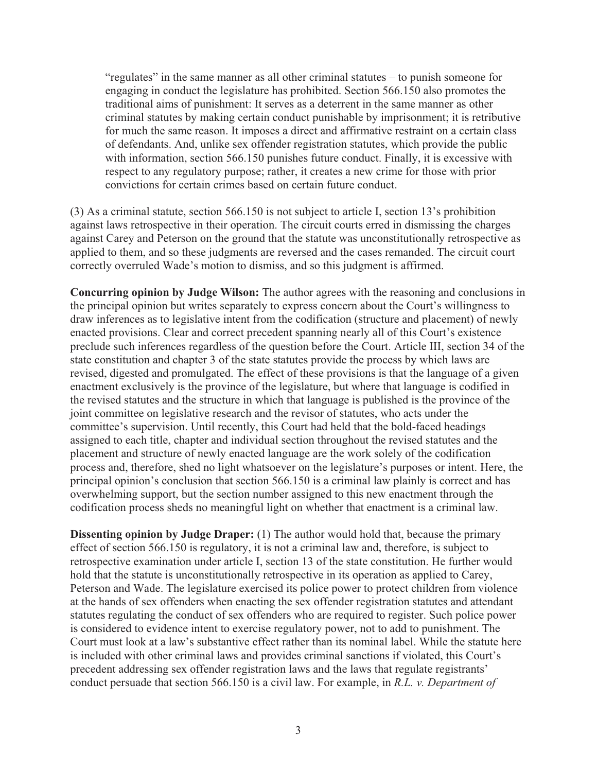> "regulates" in the same manner as all other criminal statutes – to punish someone for engaging in conduct the legislature has prohibited. Section 566.150 also promotes the traditional aims of punishment: It serves as a deterrent in the same manner as other criminal statutes by making certain conduct punishable by imprisonment; it is retributive for much the same reason. It imposes a direct and affirmative restraint on a certain class of defendants. And, unlike sex offender registration statutes, which provide the public with information, section 566.150 punishes future conduct. Finally, it is excessive with respect to any regulatory purpose; rather, it creates a new crime for those with prior convictions for certain crimes based on certain future conduct.

(3) As a criminal statute, section 566.150 is not subject to article I, section 13's prohibition against laws retrospective in their operation. The circuit courts erred in dismissing the charges against Carey and Peterson on the ground that the statute was unconstitutionally retrospective as applied to them, and so these judgments are reversed and the cases remanded. The circuit court correctly overruled Wade's motion to dismiss, and so this judgment is affirmed.

**Concurring opinion by Judge Wilson:** The author agrees with the reasoning and conclusions in the principal opinion but writes separately to express concern about the Court's willingness to draw inferences as to legislative intent from the codification (structure and placement) of newly enacted provisions. Clear and correct precedent spanning nearly all of this Court's existence preclude such inferences regardless of the question before the Court. Article III, section 34 of the state constitution and chapter 3 of the state statutes provide the process by which laws are revised, digested and promulgated. The effect of these provisions is that the language of a given enactment exclusively is the province of the legislature, but where that language is codified in the revised statutes and the structure in which that language is published is the province of the joint committee on legislative research and the revisor of statutes, who acts under the committee's supervision. Until recently, this Court had held that the bold-faced headings assigned to each title, chapter and individual section throughout the revised statutes and the placement and structure of newly enacted language are the work solely of the codification process and, therefore, shed no light whatsoever on the legislature's purposes or intent. Here, the principal opinion's conclusion that section 566.150 is a criminal law plainly is correct and has overwhelming support, but the section number assigned to this new enactment through the codification process sheds no meaningful light on whether that enactment is a criminal law.

**Dissenting opinion by Judge Draper:** (1) The author would hold that, because the primary effect of section 566.150 is regulatory, it is not a criminal law and, therefore, is subject to retrospective examination under article I, section 13 of the state constitution. He further would hold that the statute is unconstitutionally retrospective in its operation as applied to Carey, Peterson and Wade. The legislature exercised its police power to protect children from violence at the hands of sex offenders when enacting the sex offender registration statutes and attendant statutes regulating the conduct of sex offenders who are required to register. Such police power is considered to evidence intent to exercise regulatory power, not to add to punishment. The Court must look at a law's substantive effect rather than its nominal label. While the statute here is included with other criminal laws and provides criminal sanctions if violated, this Court's precedent addressing sex offender registration laws and the laws that regulate registrants' conduct persuade that section 566.150 is a civil law. For example, in *R.L. v. Department of*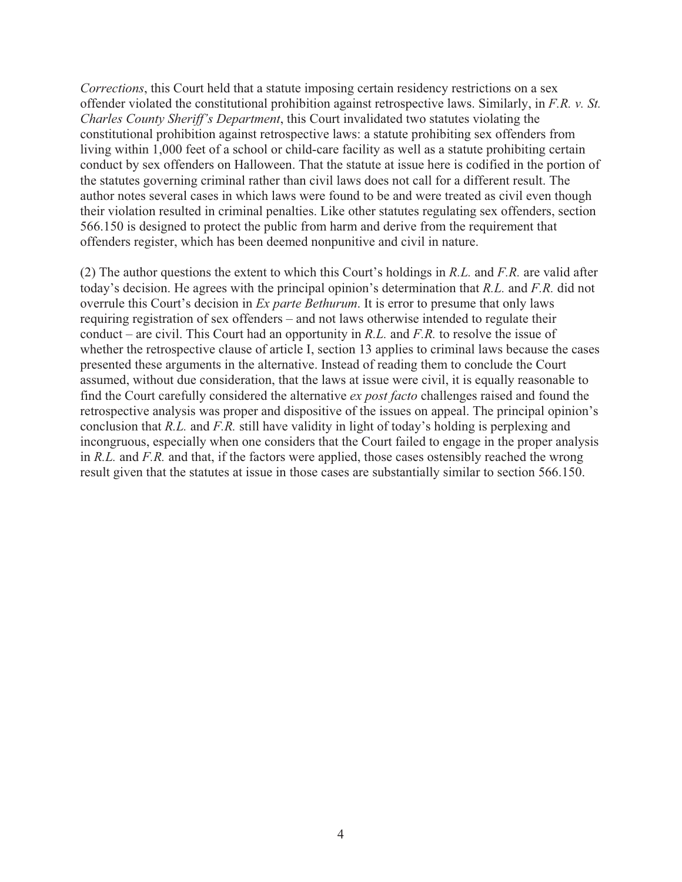*Corrections*, this Court held that a statute imposing certain residency restrictions on a sex offender violated the constitutional prohibition against retrospective laws. Similarly, in *F.R. v. St. Charles County Sheriff's Department*, this Court invalidated two statutes violating the constitutional prohibition against retrospective laws: a statute prohibiting sex offenders from living within 1,000 feet of a school or child-care facility as well as a statute prohibiting certain conduct by sex offenders on Halloween. That the statute at issue here is codified in the portion of the statutes governing criminal rather than civil laws does not call for a different result. The author notes several cases in which laws were found to be and were treated as civil even though their violation resulted in criminal penalties. Like other statutes regulating sex offenders, section 566.150 is designed to protect the public from harm and derive from the requirement that offenders register, which has been deemed nonpunitive and civil in nature.

(2) The author questions the extent to which this Court's holdings in *R.L.* and *F.R.* are valid after today's decision. He agrees with the principal opinion's determination that *R.L.* and *F.R.* did not overrule this Court's decision in *Ex parte Bethurum*. It is error to presume that only laws requiring registration of sex offenders – and not laws otherwise intended to regulate their conduct – are civil. This Court had an opportunity in *R.L.* and *F.R.* to resolve the issue of whether the retrospective clause of article I, section 13 applies to criminal laws because the cases presented these arguments in the alternative. Instead of reading them to conclude the Court assumed, without due consideration, that the laws at issue were civil, it is equally reasonable to find the Court carefully considered the alternative *ex post facto* challenges raised and found the retrospective analysis was proper and dispositive of the issues on appeal. The principal opinion's conclusion that *R.L.* and *F.R.* still have validity in light of today's holding is perplexing and incongruous, especially when one considers that the Court failed to engage in the proper analysis in *R.L.* and *F.R.* and that, if the factors were applied, those cases ostensibly reached the wrong result given that the statutes at issue in those cases are substantially similar to section 566.150.